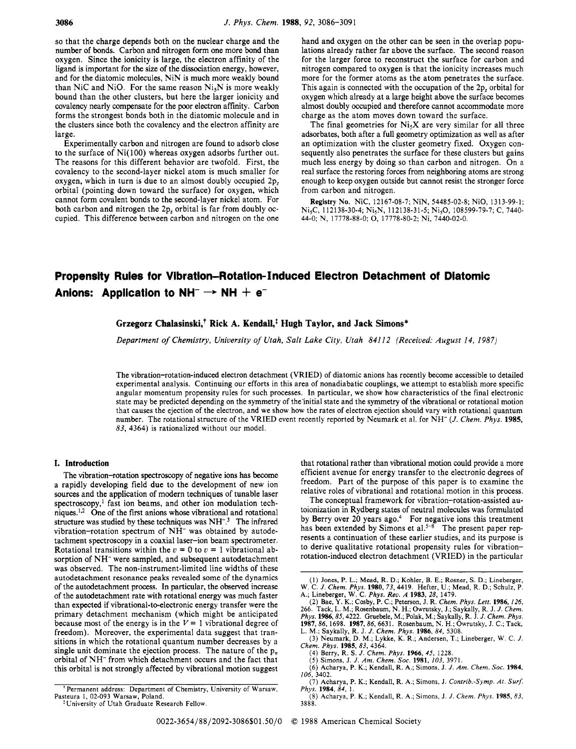so that the charge depends both on the nuclear charge and the number of bonds. Carbon and nitrogen form one more bond than oxygen. Since the ionicity is large, the electron affinity of the ligand is important for the size of the dissociation energy, however, and for the diatomic molecules, NiN is much more weakly bound than NiC and NiO. For the same reason $Ni_5N$ is more weakly bound than the other clusters, but here the larger ionicity and covalency nearly compensate for the poor electron affinity. Carbon forms the strongest bonds both in the diatomic molecule and in the clusters since both the covalency and the electron affinity are large.

Experimentally carbon and nitrogen are found to adsorb close to the surface of Ni(100) whereas oxygen adsorbs further out. The reasons for this different behavior are twofold. First, the covalency to the second-layer nickel atom is much smaller for oxygen, which in turn is due to an almost doubly occupied $2p_z$ orbital (pointing down toward the surface) for oxygen, which cannot form covalent bonds to the second-layer nickel atom. For both carbon and nitrogen the $2p_z$ orbital is far from doubly occupied. This difference between carbon and nitrogen on the one hand and oxygen on the other can be seen in the overlap populations already rather far above the surface. The second reason for the larger force to reconstruct the surface for carbon and nitrogen compared to oxygen is that the ionicity increases much more for the former atoms as the atom penetrates the surface. This again is connected with the occupation of the $2p_z$ orbital for oxygen which already at a large height above the surface becomes almost doubly occupied and therefore cannot accommodate more charge as the atom moves down toward the surface.

The final geometries for $Ni_5X$ are very similar for all three adsorbates, both after a full geometry optimization as well as after an optimization with the cluster geometry fixed. Oxygen consequently also penetrates the surface for these clusters but gains much less energy by doing so than carbon and nitrogen. On a real surface the restoring forces from neighboring atoms are strong enough to keep oxygen outside but cannot resist the stronger force from carbon and nitrogen.

**Registry No.** NiC, 12167-08-7; NiN, 54485-02-8; NiO, 1313-99-1; $Ni_5C$, 112138-30-4; $Ni_5N$, 112138-31-5; $Ni_5O$, 108599-79-7; C, 7440-44-0; N, 17778-88-0; O, 17778-80-2; Ni, 7440-02-0.

# Propensity Rules for Vibration–Rotation-Induced Electron Detachment of Diatomic Anions: Application to $NH^- \rightarrow NH + e^-$

**Grzegorz Chalasinski,[†] Rick A. Kendall,[‡] Hugh Taylor, and Jack Simons***

*Department of Chemistry, University of Utah, Salt Lake City, Utah 84112 (Received: August 14, 1987)*

The vibration–rotation-induced electron detachment (VRIED) of diatomic anions has recently become accessible to detailed experimental analysis. Continuing our efforts in this area of nonadiabatic couplings, we attempt to establish more specific angular momentum propensity rules for such processes. In particular, we show how characteristics of the final electronic state may be predicted depending on the symmetry of the initial state and the symmetry of the vibrational or rotational motion that causes the ejection of the electron, and we show how the rates of electron ejection should vary with rotational quantum number. The rotational structure of the VRIED event recently reported by Neumark et al. for $NH^-$ (*J. Chem. Phys.* **1985**, *83*, 4364) is rationalized without our model.

## I. Introduction

The vibration–rotation spectroscopy of negative ions has become a rapidly developing field due to the development of new ion sources and the application of modern techniques of tunable laser spectroscopy,[1] fast ion beams, and other ion modulation techniques.[1,2] One of the first anions whose vibrational and rotational structure was studied by these techniques was $NH^-$.[3] The infrared vibration–rotation spectrum of $NH^-$ was obtained by autodetachment spectroscopy in a coaxial laser–ion beam spectrometer. Rotational transitions within the $v = 0$ to $v = 1$ vibrational absorption of $NH^-$ were sampled, and subsequent autodetachment was observed. The non-instrument-limited line widths of these autodetachment resonance peaks revealed some of the dynamics of the autodetachment process. In particular, the observed increase of the autodetachment rate with rotational energy was much faster than expected if vibrational-to-electronic energy transfer were the primary detachment mechanism (which might be anticipated because most of the energy is in the $V = 1$ vibrational degree of freedom). Moreover, the experimental data suggest that transitions in which the rotational quantum number decreases by a single unit dominate the ejection process. The nature of the $p_\pi$ orbital of $NH^-$ from which detachment occurs and the fact that this orbital is not strongly affected by vibrational motion suggest that rotational rather than vibrational motion could provide a more efficient avenue for energy transfer to the electronic degrees of freedom. Part of the purpose of this paper is to examine the relative roles of vibrational and rotational motion in this process.

The conceptual framework for vibration–rotation-assisted autoionization in Rydberg states of neutral molecules was formulated by Berry over 20 years ago.[4] For negative ions this treatment has been extended by Simons et al.[5-8] The present paper represents a continuation of these earlier studies, and its purpose is to derive qualitative rotational propensity rules for vibration–rotation-induced electron detachment (VRIED) in the particular

[†] Permanent address: Department of Chemistry, University of Warsaw, Pasteura 1, 02-093 Warsaw, Poland.

[‡] University of Utah Graduate Research Fellow.

(1) Jones, P. L.; Mead, R. D.; Kohler, B. E.; Rosner, S. D.; Lineberger, W. C. *J. Chem. Phys.* **1980**, *73*, 4419. Hefter, U.; Mead, R. D.; Schulz, P. A.; Lineberger, W. C. *Phys. Rev. A* **1983**, *28*, 1479.

(2) Bae, Y. K.; Cosby, P. C.; Peterson, J. R. *Chem. Phys. Lett.* **1986**, *126*, 266. Tack, L. M.; Rosenbaum, N. H.; Owrutsky, J.; Saykally, R. J. *J. Chem. Phys.* **1986**, *85*, 4222. Gruebele, M.; Polak, M.; Saykally, R. J. *J. Chem. Phys.* **1987**, *86*, 1698. **1987**, *86*, 6631. Rosenbaum, N. H.; Owrutsky, J. C.; Tack, L. M.; Saykally, R. J. *J. Chem. Phys.* **1986**, *84*, 5308.

(3) Neumark, D. M.; Lykke, K. R.; Andersen, T.; Lineberger, W. C. *J. Chem. Phys.* **1985**, *83*, 4364.

(4) Berry, R. S. *J. Chem. Phys.* **1966**, *45*, 1228.

(5) Simons, J. *J. Am. Chem. Soc.* **1981**, *103*, 3971.

(6) Acharya, P. K.; Kendall, R. A.; Simons, J. *J. Am. Chem. Soc.* **1984**, *106*, 3402.

(7) Acharya, P. K.; Kendall, R. A.; Simons, J. *Contrib.-Symp. At. Surf. Phys.* **1984**, *84*, 1.

(8) Acharya, P. K.; Kendall, R. A.; Simons, J. *J. Chem. Phys.* **1985**, *83*, 3888.

0022-3654/88/2092-3086$01.50/0 © 1988 American Chemical Society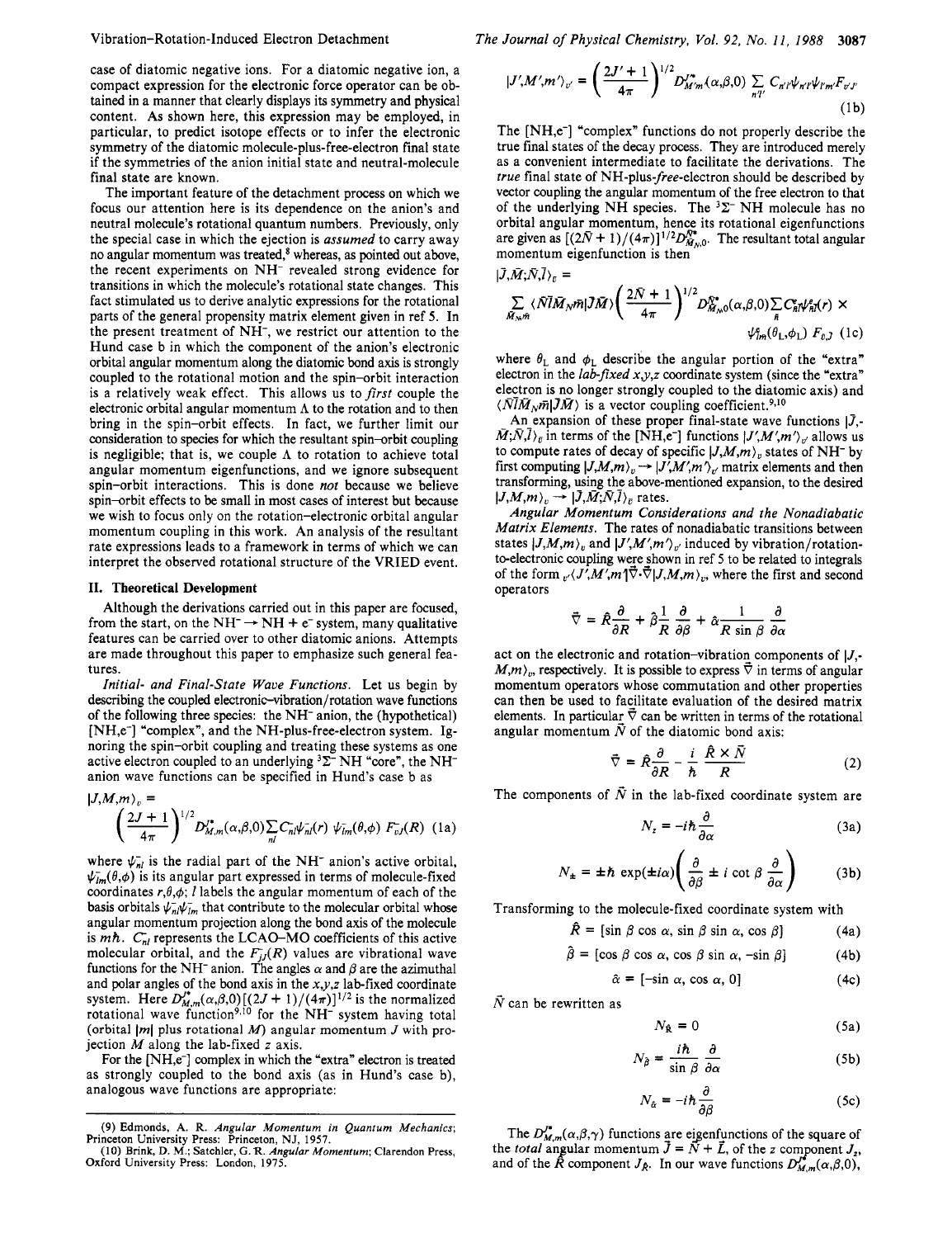case of diatomic negative ions. For a diatomic negative ion, a compact expression for the electronic force operator can be obtained in a manner that clearly displays its symmetry and physical content. As shown here, this expression may be employed, in particular, to predict isotope effects or to infer the electronic symmetry of the diatomic molecule-plus-free-electron final state if the symmetries of the anion initial state and neutral-molecule final state are known.

The important feature of the detachment process on which we focus our attention here is its dependence on the anion's and neutral molecule's rotational quantum numbers. Previously, only the special case in which the ejection is *assumed* to carry away no angular momentum was treated,[8] whereas, as pointed out above, the recent experiments on $NH^-$ revealed strong evidence for transitions in which the molecule's rotational state changes. This fact stimulated us to derive analytic expressions for the rotational parts of the general propensity matrix element given in ref 5. In the present treatment of $NH^-$, we restrict our attention to the Hund case b in which the component of the anion's electronic orbital angular momentum along the diatomic bond axis is strongly coupled to the rotational motion and the spin–orbit interaction is a relatively weak effect. This allows us to *first* couple the electronic orbital angular momentum $\Lambda$ to the rotation and to then bring in the spin–orbit effects. In fact, we further limit our consideration to species for which the resultant spin–orbit coupling is negligible; that is, we couple $\Lambda$ to rotation to achieve total angular momentum eigenfunctions, and we ignore subsequent spin–orbit interactions. This is done *not* because we believe spin–orbit effects to be small in most cases of interest but because we wish to focus only on the rotation–electronic orbital angular momentum coupling in this work. An analysis of the resultant rate expressions leads to a framework in terms of which we can interpret the observed rotational structure of the VRIED event.

## II. Theoretical Development

Although the derivations carried out in this paper are focused, from the start, on the $NH^- \rightarrow NH + e^-$ system, many qualitative features can be carried over to other diatomic anions. Attempts are made throughout this paper to emphasize such general features.

*Initial- and Final-State Wave Functions.* Let us begin by describing the coupled electronic–vibration/rotation wave functions of the following three species: the $NH^-$ anion, the (hypothetical) $[NH,e^-]$ "complex", and the NH-plus-free-electron system. Ignoring the spin–orbit coupling and treating these systems as one active electron coupled to an underlying $^3\Sigma^-$ NH "core", the $NH^-$ anion wave functions can be specified in Hund's case b as

$$|J,M,m\rangle_v = \left(\frac{2J+1}{4\pi}\right)^{1/2} D^{J*}_{M,m}(\alpha,\beta,0) \sum_{nl} C^-_{nl}\psi^-_{nl}(r)\, \psi^-_{lm}(\theta,\phi)\, F^-_{vJ}(R) \quad (1a)$$

where $\psi^-_{nl}$ is the radial part of the $NH^-$ anion's active orbital, $\psi^-_{lm}(\theta,\phi)$ is its angular part expressed in terms of molecule-fixed coordinates $r,\theta,\phi$; $l$ labels the angular momentum of each of the basis orbitals $\psi^-_{nl}\psi^-_{lm}$ that contribute to the molecular orbital whose angular momentum projection along the bond axis of the molecule is $m\hbar$. $C^-_{nl}$ represents the LCAO–MO coefficients of this active molecular orbital, and the $F^-_{vJ}(R)$ values are vibrational wave functions for the $NH^-$ anion. The angles $\alpha$ and $\beta$ are the azimuthal and polar angles of the bond axis in the $x,y,z$ lab-fixed coordinate system. Here $D^{J*}_{M,m}(\alpha,\beta,0)[(2J+1)/(4\pi)]^{1/2}$ is the normalized rotational wave function[9,10] for the $NH^-$ system having total (orbital $|m|$ plus rotational $M$) angular momentum $J$ with projection $M$ along the lab-fixed $z$ axis.

For the $[NH,e^-]$ complex in which the "extra" electron is treated as strongly coupled to the bond axis (as in Hund's case b), analogous wave functions are appropriate:

$$|J',M',m'\rangle_{v'} = \left(\frac{2J'+1}{4\pi}\right)^{1/2} D^{J'*}_{M'm'}(\alpha,\beta,0) \sum_{n'l'} C_{n'l'}\psi_{n'l'}\psi_{l'm'}F_{v'J'} \quad (1b)$$

The $[NH,e^-]$ "complex" functions do not properly describe the true final states of the decay process. They are introduced merely as a convenient intermediate to facilitate the derivations. The *true* final state of NH-plus-*free*-electron should be described by vector coupling the angular momentum of the free electron to that of the underlying NH species. The $^3\Sigma^-$ NH molecule has no orbital angular momentum, hence its rotational eigenfunctions are given as $[(2\bar{N}+1)/(4\pi)]^{1/2}D^{\bar{N}*}_{\bar{M}_N 0}$. The resultant total angular momentum eigenfunction is then

$$|\bar{J},\bar{M};\bar{N},\bar{l}\rangle_{\bar{v}} = \sum_{\bar{M}_N \bar{m}} \langle \bar{N}\bar{l}\bar{M}_N\bar{m}|\bar{J}\bar{M}\rangle \left(\frac{2\bar{N}+1}{4\pi}\right)^{1/2} D^{\bar{N}*}_{\bar{M}_N 0}(\alpha,\beta,0)\sum_{\bar{n}} C^e_{\bar{n}\bar{l}}\psi^e_{\bar{n}\bar{l}}(r) \times \psi^e_{\bar{l}\bar{m}}(\theta_L,\phi_L)\, F_{\bar{v},\bar{J}} \quad (1c)$$

where $\theta_L$ and $\phi_L$ describe the angular portion of the "extra" electron in the *lab-fixed* $x,y,z$ coordinate system (since the "extra" electron is no longer strongly coupled to the diatomic axis) and $\langle \bar{N}\bar{l}\bar{M}_N\bar{m}|\bar{J}\bar{M}\rangle$ is a vector coupling coefficient.[9,10]

An expansion of these proper final-state wave functions $|\bar{J},\bar{M};\bar{N},\bar{l}\rangle_{\bar{v}}$ in terms of the $[NH,e^-]$ functions $|J',M',m'\rangle_{v'}$ allows us to compute rates of decay of specific $|J,M,m\rangle_v$ states of $NH^-$ by first computing $|J,M,m\rangle_v \rightarrow |J',M',m'\rangle_{v'}$ matrix elements and then transforming, using the above-mentioned expansion, to the desired $|J,M,m\rangle_v \rightarrow |\bar{J},\bar{M};\bar{N},\bar{l}\rangle_{\bar{v}}$ rates.

*Angular Momentum Considerations and the Nonadiabatic Matrix Elements.* The rates of nonadiabatic transitions between states $|J,M,m\rangle_v$ and $|J',M',m'\rangle_{v'}$ induced by vibration/rotation-to-electronic coupling were shown in ref 5 to be related to integrals of the form ${}_{v'}\langle J',M',m'|\vec{\nabla}\cdot\vec{\nabla}|J,M,m\rangle_v$, where the first and second operators

$$\vec{\nabla} = \hat{R}\frac{\partial}{\partial R} + \hat{\beta}\frac{1}{R}\frac{\partial}{\partial \beta} + \hat{\alpha}\frac{1}{R\sin\beta}\frac{\partial}{\partial \alpha}$$

act on the electronic and rotation–vibration components of $|J,M,m\rangle_v$, respectively. It is possible to express $\vec{\nabla}$ in terms of angular momentum operators whose commutation and other properties can then be used to facilitate evaluation of the desired matrix elements. In particular $\vec{\nabla}$ can be written in terms of the rotational angular momentum $\vec{N}$ of the diatomic bond axis:

$$\vec{\nabla} = \hat{R}\frac{\partial}{\partial R} - \frac{i}{\hbar}\frac{\hat{R}\times\vec{N}}{R} \quad (2)$$

The components of $\vec{N}$ in the lab-fixed coordinate system are

$$N_z = -i\hbar\frac{\partial}{\partial \alpha} \quad (3a)$$

$$N_\pm = \pm\hbar\exp(\pm i\alpha)\left(\frac{\partial}{\partial \beta} \pm i\cot\beta\frac{\partial}{\partial \alpha}\right) \quad (3b)$$

Transforming to the molecule-fixed coordinate system with

$$\hat{R} = [\sin\beta\cos\alpha,\ \sin\beta\sin\alpha,\ \cos\beta] \quad (4a)$$

$$\hat{\beta} = [\cos\beta\cos\alpha,\ \cos\beta\sin\alpha,\ -\sin\beta] \quad (4b)$$

$$\hat{\alpha} = [-\sin\alpha,\ \cos\alpha,\ 0] \quad (4c)$$

$\vec{N}$ can be rewritten as

$$N_{\hat{R}} = 0 \quad (5a)$$

$$N_{\hat{\beta}} = \frac{i\hbar}{\sin\beta}\frac{\partial}{\partial \alpha} \quad (5b)$$

$$N_{\hat{\alpha}} = -i\hbar\frac{\partial}{\partial \beta} \quad (5c)$$

The $D^{J*}_{M,m}(\alpha,\beta,\gamma)$ functions are eigenfunctions of the square of the *total* angular momentum $\vec{J} = \vec{N} + \vec{L}$, of the $z$ component $J_z$, and of the $\hat{R}$ component $J_{\hat{R}}$. In our wave functions $D^{J*}_{M,m}(\alpha,\beta,0)$,

(9) Edmonds, A. R. *Angular Momentum in Quantum Mechanics*; Princeton University Press: Princeton, NJ, 1957.

(10) Brink, D. M.; Satchler, G. R. *Angular Momentum*; Clarendon Press, Oxford University Press: London, 1975.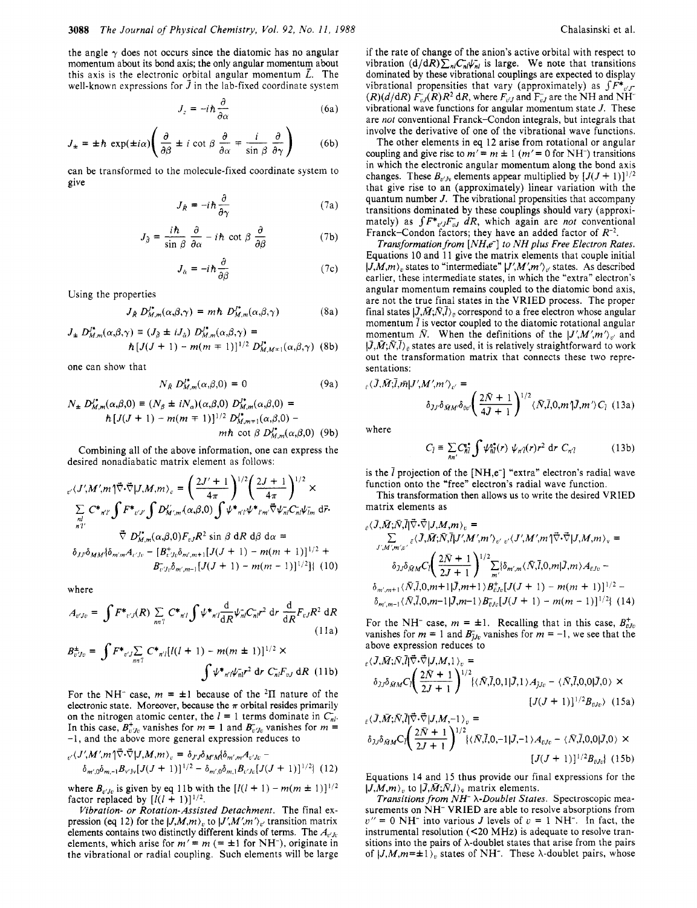the angle $\gamma$ does not occurs since the diatomic has no angular momentum about its bond axis; the only angular momentum about this axis is the electronic orbital angular momentum $\vec{L}$. The well-known expressions for $\vec{J}$ in the lab-fixed coordinate system

$$J_z = -i\hbar \frac{\partial}{\partial \alpha} \tag{6a}$$

$$J_\pm = \pm\hbar \exp(\pm i\alpha)\left(\frac{\partial}{\partial \beta} \pm i \cot \beta \frac{\partial}{\partial \alpha} \mp \frac{i}{\sin \beta}\frac{\partial}{\partial \gamma}\right) \tag{6b}$$

can be transformed to the molecule-fixed coordinate system to give

$$J_{\hat{R}} = -i\hbar \frac{\partial}{\partial \gamma} \tag{7a}$$

$$J_{\hat{\beta}} = \frac{i\hbar}{\sin \beta}\frac{\partial}{\partial \alpha} - i\hbar \cot \beta \frac{\partial}{\partial \beta} \tag{7b}$$

$$J_{\hat{\alpha}} = -i\hbar \frac{\partial}{\partial \beta} \tag{7c}$$

Using the properties

$$J_{\hat{R}}\, D^{J*}_{M,m}(\alpha,\beta,\gamma) = m\hbar\, D^{J*}_{M,m}(\alpha,\beta,\gamma) \tag{8a}$$

$$J_\pm D^{J*}_{M,m}(\alpha,\beta,\gamma) \equiv (J_{\hat{\beta}} \pm iJ_{\hat{\alpha}})\, D^{J*}_{M,m}(\alpha,\beta,\gamma) = \hbar[J(J+1) - m(m\mp 1)]^{1/2} D^{J*}_{M,M\mp 1}(\alpha,\beta,\gamma) \tag{8b}$$

one can show that

$$N_{\hat{R}}\, D^{J*}_{M,m}(\alpha,\beta,0) = 0 \tag{9a}$$

$$N_\pm D^{J*}_{M,m}(\alpha,\beta,0) \equiv (N_\beta \pm iN_\alpha)(\alpha,\beta,0)\, D^{J*}_{M,m}(\alpha,\beta,0) = \hbar[J(J+1) - m(m\mp 1)]^{1/2} D^{J*}_{M,m\mp 1}(\alpha,\beta,0) - m\hbar \cot \beta\, D^{J*}_{M,m}(\alpha,\beta,0) \tag{9b}$$

Combining all of the above information, one can express the desired nonadiabatic matrix element as follows:

$$\begin{aligned}{}_{v'}\langle J',M',m'|\vec{\nabla}\cdot\vec{\nabla}|J,M,m\rangle_v = &\left(\frac{2J'+1}{4\pi}\right)^{1/2}\left(\frac{2J+1}{4\pi}\right)^{1/2} \times \\ &\sum_{\substack{nl\\ n'l'}} C^*_{n'l'} \int F^*_{v'J'} \int D^{J'}_{M',m'}(\alpha,\beta,0) \int \psi^*_{n'l'}\psi^*_{l'm'}\vec{\nabla}\psi_{nl}C_{nl}\psi_{lm}\, d\vec{r}\cdot \\ &\vec{\nabla}\, D^{J*}_{M,m}(\alpha,\beta,0)F_{vJ}R^2 \sin\beta\, dR\, d\beta\, d\alpha = \\ &\delta_{JJ'}\delta_{MM'}\{\delta_{m'm}A_{v'Jv} - [B^+_{v'Jv}\delta_{m',m+1}[J(J+1) - m(m+1)]^{1/2} + \\ &B^-_{v'Jv}\delta_{m',m-1}[J(J+1) - m(m-1)]^{1/2}]\}\end{aligned} \tag{10}$$

where

$$A_{v'Jv} = \int F^*_{v'J}(R) \sum_{nn'l} C^*_{n'l} \int \psi^*_{n'l}\frac{d}{dR}\psi_{nl}C_{nl}r^2\, dr\, \frac{d}{dR}F_{vJ}R^2\, dR \tag{11a}$$

$$B^\pm_{v'Jv} = \int F^*_{v'J}\sum_{nn'l} C^*_{n'l}[l(l+1) - m(m\pm 1)]^{1/2} \times \int \psi^*_{n'l}\psi_{nl}r^2\, dr\, C_{nl}F_{vJ}\, dR \tag{11b}$$

For the $NH^-$ case, $m = \pm 1$ because of the $^2\Pi$ nature of the electronic state. Moreover, because the $\pi$ orbital resides primarily on the nitrogen atomic center, the $l = 1$ terms dominate in $C_{nl}$. In this case, $B^+_{v'Jv}$ vanishes for $m = 1$ and $B^-_{v'Jv}$ vanishes for $m = -1$, and the above more general expression reduces to

$$\begin{aligned}{}_{v'}\langle J',M',m'|\vec{\nabla}\cdot\vec{\nabla}|J,M,m\rangle_v = \delta_{JJ'}\delta_{M'M}\{&\delta_{m',m}A_{v'Jv} - \\ &\delta_{m',0}\delta_{m,-1}B_{v'Jv}[J(J+1)]^{1/2} - \delta_{m',0}\delta_{m,1}B_{v'Jv}[J(J+1)]^{1/2}\}\end{aligned} \tag{12}$$

where $B_{v'Jv}$ is given by eq 11b with the $[l(l+1) - m(m\pm 1)]^{1/2}$ factor replaced by $[l(l+1)]^{1/2}$.

*Vibration- or Rotation-Assisted Detachment.* The final expression (eq 12) for the $|J,M,m\rangle_v$ to $|J',M',m'\rangle_{v'}$ transition matrix elements contains two distinctly different kinds of terms. The $A_{v'Jv}$ elements, which arise for $m' = m$ ($= \pm 1$ for $NH^-$), originate in the vibrational or radial coupling. Such elements will be large if the rate of change of the anion's active orbital with respect to vibration $(d/dR)\sum_{nl}C_{nl}\psi_{nl}$ is large. We note that transitions dominated by these vibrational couplings are expected to display vibrational propensities that vary (approximately) as $\int F^*_{v'J'}(R)(d/dR)\, F_{vJ}(R)R^2\, dR$, where $F_{v'J}$ and $F_{vJ}$ are the NH and $NH^-$ vibrational wave functions for angular momentum state $J$. These are *not* conventional Franck–Condon integrals, but integrals that involve the derivative of one of the vibrational wave functions.

The other elements in eq 12 arise from rotational or angular coupling and give rise to $m' = m \pm 1$ ($m' = 0$ for $NH^-$) transitions in which the electronic angular momentum along the bond axis changes. These $B_{v'Jv}$ elements appear multiplied by $[J(J+1)]^{1/2}$ that give rise to an (approximately) linear variation with the quantum number $J$. The vibrational propensities that accompany transitions dominated by these couplings should vary (approximately) as $\int F^*_{v'J}F_{vJ}\, dR$, which again are *not* conventional Franck–Condon factors; they have an added factor of $R^{-2}$.

*Transformation from $[NH,e^-]$ to NH plus Free Electron Rates.* Equations 10 and 11 give the matrix elements that couple initial $|J,M,m\rangle_v$ states to "intermediate" $|J',M',m'\rangle_{v'}$ states. As described earlier, these intermediate states, in which the "extra" electron's angular momentum remains coupled to the diatomic bond axis, are not the true final states in the VRIED process. The proper final states $|\bar{J},\bar{M};\bar{N},\bar{l}\rangle_{\bar{v}}$ correspond to a free electron whose angular momentum $\bar{l}$ is vector coupled to the diatomic rotational angular momentum $\bar{N}$. When the definitions of the $|J',M',m'\rangle_{v'}$ and $|\bar{J},\bar{M};\bar{N},\bar{l}\rangle_{\bar{v}}$ states are used, it is relatively straightforward to work out the transformation matrix that connects these two representations:

$${}_{\bar{v}}\langle \bar{J},\bar{M};\bar{l},\bar{m}|J',M',m'\rangle_{v'} = \delta_{\bar{J}J'}\delta_{\bar{M}M'}\delta_{\bar{v}v'}\left(\frac{2\bar{N}+1}{4\bar{J}+1}\right)^{1/2}\langle \bar{N},\bar{l},0,m'|\bar{J},m'\rangle C_{\bar{l}} \tag{13a}$$

where

$$C_{\bar{l}} \equiv \sum_{\bar{n}n'} C^*_{\bar{n}\bar{l}} \int \psi^*_{\bar{n}\bar{l}}(r)\, \psi_{n'\bar{l}}(r)r^2\, dr\, C_{n'\bar{l}} \tag{13b}$$

is the $\bar{l}$ projection of the $[NH,e^-]$ "extra" electron's radial wave function onto the "free" electron's radial wave function.

This transformation then allows us to write the desired VRIED matrix elements as

$$\begin{aligned}{}_{\bar{v}}\langle \bar{J},\bar{M};\bar{N},\bar{l}|\vec{\nabla}\cdot\vec{\nabla}|J,M,m\rangle_v = &\sum_{J',M',m',v'} {}_{\bar{v}}\langle \bar{J},\bar{M};\bar{N},\bar{l}|J',M',m'\rangle_{v'}\, {}_{v'}\langle J',M',m'|\vec{\nabla}\cdot\vec{\nabla}|J,M,m\rangle_v = \\ &\delta_{\bar{J}J}\delta_{\bar{M}M}C_{\bar{l}}\left(\frac{2\bar{N}+1}{2\bar{J}+1}\right)^{1/2}\sum_{m'}\{\delta_{m',m}\langle \bar{N},\bar{l},0,m|\bar{J},m\rangle A_{\bar{v}Jv} - \\ &\delta_{m',m+1}\langle \bar{N},\bar{l},0,m+1|\bar{J},m+1\rangle B^+_{\bar{v}Jv}[J(J+1) - m(m+1)]^{1/2} - \\ &\delta_{m',m-1}\langle \bar{N},\bar{l},0,m-1|\bar{J},m-1\rangle B^-_{\bar{v}Jv}[J(J+1) - m(m-1)]^{1/2}\}\end{aligned} \tag{14}$$

For the $NH^-$ case, $m = \pm 1$. Recalling that in this case, $B^+_{\bar{v}Jv}$ vanishes for $m = 1$ and $B^-_{\bar{v}Jv}$ vanishes for $m = -1$, we see that the above expression reduces to

$$\begin{aligned}{}_{\bar{v}}\langle \bar{J},\bar{M};\bar{N},\bar{l}|\vec{\nabla}\cdot\vec{\nabla}|J,M,1\rangle_v = \delta_{\bar{J}J}\delta_{\bar{M}M}C_{\bar{l}}\left(\frac{2\bar{N}+1}{2J+1}\right)^{1/2}\{&\langle \bar{N},\bar{l},0,1|\bar{J},1\rangle A_{\bar{J}Jv} - \langle \bar{N},\bar{l},0,0|\bar{J},0\rangle \times \\ &[J(J+1)]^{1/2}B_{\bar{v}Jv}\}\end{aligned} \tag{15a}$$

$$\begin{aligned}{}_{\bar{v}}\langle \bar{J},\bar{M};\bar{N},\bar{l}|\vec{\nabla}\cdot\vec{\nabla}|J,M,-1\rangle_v = \delta_{\bar{J}J}\delta_{\bar{M}M}C_{\bar{l}}\left(\frac{2\bar{N}+1}{2J+1}\right)^{1/2}\{&\langle \bar{N},\bar{l},0,-1|\bar{J},-1\rangle A_{\bar{v}Jv} - \langle \bar{N},\bar{l},0,0|\bar{J},0\rangle \times \\ &[J(J+1)]^{1/2}B_{\bar{v}Jv}\}\end{aligned} \tag{15b}$$

Equations 14 and 15 thus provide our final expressions for the $|J,M,m\rangle_v$ to $|\bar{J},\bar{M};\bar{N},l\rangle_{\bar{v}}$ matrix elements.

*Transitions from $NH^-$ $\lambda$-Doublet States.* Spectroscopic measurements on $NH^-$ VRIED are able to resolve absorptions from $v'' = 0$ $NH^-$ into various $J$ levels of $v = 1$ $NH^-$. In fact, the instrumental resolution (<20 MHz) is adequate to resolve transitions into the pairs of $\lambda$-doublet states that arise from the pairs of $|J,M,m=\pm 1\rangle_v$ states of $NH^-$. These $\lambda$-doublet pairs, whose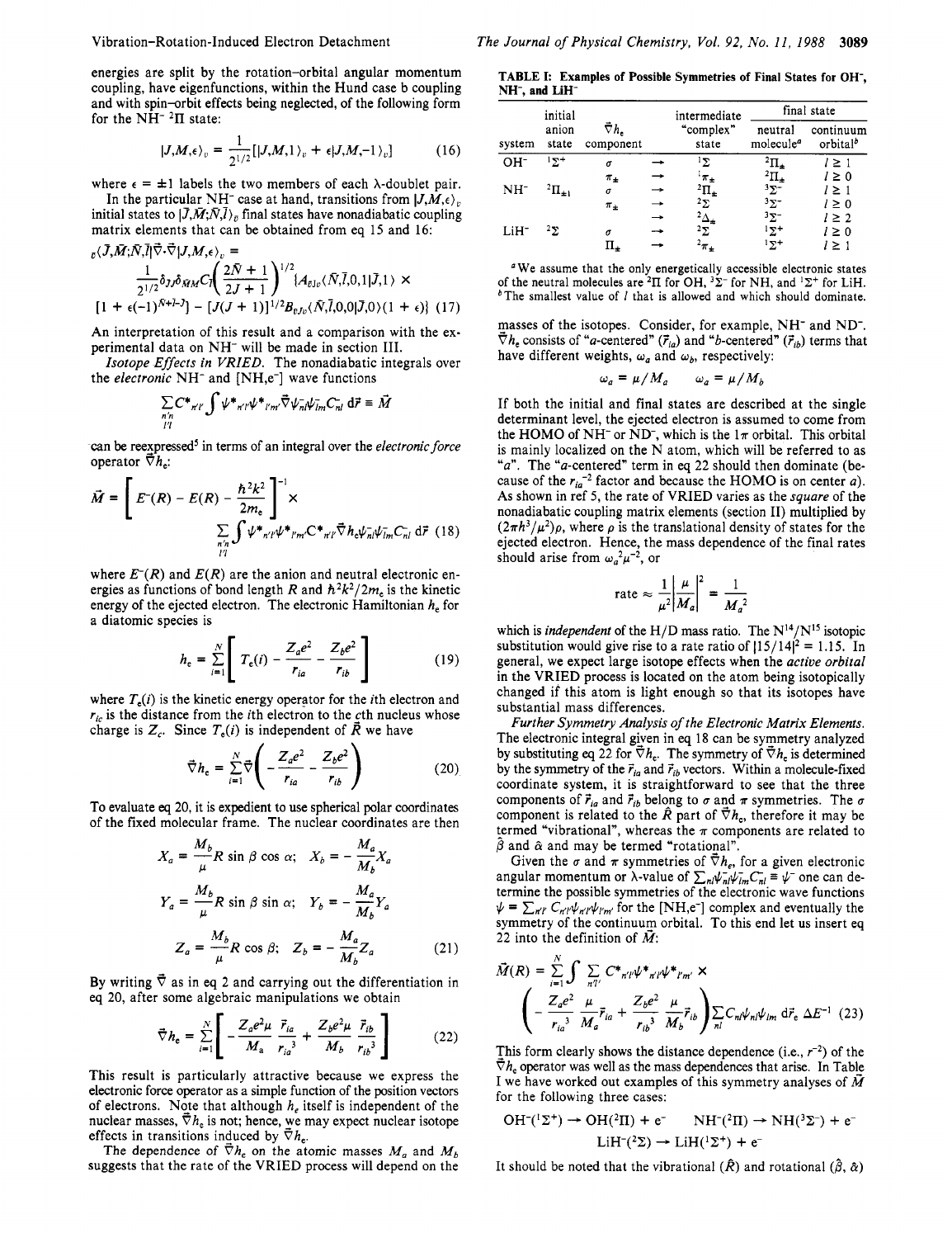energies are split by the rotation–orbital angular momentum coupling, have eigenfunctions, within the Hund case b coupling and with spin–orbit effects being neglected, of the following form for the $NH^-$ $^2\Pi$ state:

$$|J,M,\epsilon\rangle_v = \frac{1}{2^{1/2}}[|J,M,1\rangle_v + \epsilon|J,M,-1\rangle_v] \quad (16)$$

where $\epsilon = \pm 1$ labels the two members of each λ-doublet pair.

In the particular $NH^-$ case at hand, transitions from $|J,M,\epsilon\rangle_v$ initial states to $|\bar{J},\bar{M};\bar{N},\bar{l}\rangle_{\bar{v}}$ final states have nonadiabatic coupling matrix elements that can be obtained from eq 15 and 16:

$$_{\bar{v}}\langle\bar{J},\bar{M};\bar{N},\bar{l}|\vec{\nabla}\cdot\vec{\nabla}|J,M,\epsilon\rangle_v = \frac{1}{2^{1/2}}\delta_{\bar{J}J}\delta_{\bar{M}M}C_{\bar{l}}\left(\frac{2\bar{N}+1}{2J+1}\right)^{1/2}\{A_{\bar{v}v}\langle\bar{N},\bar{l},0,1|\bar{J},1\rangle \times [1+\epsilon(-1)^{\bar{N}+\bar{l}-J}] - [J(J+1)]^{1/2}B_{\bar{v}v}\langle\bar{N},\bar{l},0,0|\bar{J},0\rangle(1+\epsilon)\} \quad (17)$$

An interpretation of this result and a comparison with the experimental data on $NH^-$ will be made in section III.

*Isotope Effects in VRIED.* The nonadiabatic integrals over the *electronic* $NH^-$ and $[NH,e^-]$ wave functions

$$\sum_{\substack{n'n\\l'l}} C^*_{n'l'}\int \psi^*_{n'l'}\psi^*_{l'm'}\vec{\nabla}\psi^-_{nl}\psi^-_{lm}C_{nl}\,d\vec{r} \equiv \vec{M}$$

can be reexpressed[5] in terms of an integral over the *electronic force* operator $\vec{\nabla}h_e$:

$$\vec{M} = \left[E^-(R) - E(R) - \frac{\hbar^2k^2}{2m_e}\right]^{-1} \times \sum_{\substack{n'n\\l'l}}\int \psi^*_{n'l'}\psi^*_{l'm'}C^*_{n'l'}\vec{\nabla}h_e\psi^-_{nl}\psi^-_{lm}C_{nl}\,d\vec{r} \quad (18)$$

where $E^-(R)$ and $E(R)$ are the anion and neutral electronic energies as functions of bond length $R$ and $\hbar^2k^2/2m_e$ is the kinetic energy of the ejected electron. The electronic Hamiltonian $h_e$ for a diatomic species is

$$h_e = \sum_{i=1}^{N}\left[T_e(i) - \frac{Z_ae^2}{r_{ia}} - \frac{Z_be^2}{r_{ib}}\right] \quad (19)$$

where $T_e(i)$ is the kinetic energy operator for the $i$th electron and $r_{ic}$ is the distance from the $i$th electron to the $c$th nucleus whose charge is $Z_c$. Since $T_e(i)$ is independent of $\vec{R}$ we have

$$\vec{\nabla}h_e = \sum_{i=1}^{N}\vec{\nabla}\left(-\frac{Z_ae^2}{r_{ia}} - \frac{Z_be^2}{r_{ib}}\right) \quad (20)$$

To evaluate eq 20, it is expedient to use spherical polar coordinates of the fixed molecular frame. The nuclear coordinates are then

$$X_a = \frac{M_b}{\mu}R\sin\beta\cos\alpha;\quad X_b = -\frac{M_a}{M_b}X_a$$

$$Y_a = \frac{M_b}{\mu}R\sin\beta\sin\alpha;\quad Y_b = -\frac{M_a}{M_b}Y_a$$

$$Z_a = \frac{M_b}{\mu}R\cos\beta;\quad Z_b = -\frac{M_a}{M_b}Z_a \quad (21)$$

By writing $\vec{\nabla}$ as in eq 2 and carrying out the differentiation in eq 20, after some algebraic manipulations we obtain

$$\vec{\nabla}h_e = \sum_{i=1}^{N}\left[-\frac{Z_ae^2\mu}{M_a}\frac{\vec{r}_{ia}}{r_{ia}^3} + \frac{Z_be^2\mu}{M_b}\frac{\vec{r}_{ib}}{r_{ib}^3}\right] \quad (22)$$

This result is particularly attractive because we express the electronic force operator as a simple function of the position vectors of electrons. Note that although $h_e$ itself is independent of the nuclear masses, $\vec{\nabla}h_e$ is not; hence, we may expect nuclear isotope effects in transitions induced by $\vec{\nabla}h_e$.

The dependence of $\vec{\nabla}h_e$ on the atomic masses $M_a$ and $M_b$ suggests that the rate of the VRIED process will depend on the masses of the isotopes. Consider, for example, $NH^-$ and $ND^-$. $\vec{\nabla}h_e$ consists of "*a*-centered" ($\vec{r}_{ia}$) and "*b*-centered" ($\vec{r}_{ib}$) terms that have different weights, $\omega_a$ and $\omega_b$, respectively:

$$\omega_a = \mu/M_a \qquad \omega_a = \mu/M_b$$

If both the initial and final states are described at the single determinant level, the ejected electron is assumed to come from the HOMO of $NH^-$ or $ND^-$, which is the $1\pi$ orbital. This orbital is mainly localized on the N atom, which will be referred to as "*a*". The "*a*-centered" term in eq 22 should then dominate (because of the $r_{ia}^{-2}$ factor and because the HOMO is on center *a*). As shown in ref 5, the rate of VRIED varies as the *square* of the nonadiabatic coupling matrix elements (section II) multiplied by $(2\pi\hbar^3/\mu^2)\rho$, where $\rho$ is the translational density of states for the ejected electron. Hence, the mass dependence of the final rates should arise from $\omega_a^2\mu^{-2}$, or

$$\text{rate} \approx \frac{1}{\mu^2}\left|\frac{\mu}{M_a}\right|^2 = \frac{1}{M_a^2}$$

which is *independent* of the H/D mass ratio. The $N^{14}/N^{15}$ isotopic substitution would give rise to a rate ratio of $|15/14|^2 = 1.15$. In general, we expect large isotope effects when the *active orbital* in the VRIED process is located on the atom being isotopically changed if this atom is light enough so that its isotopes have substantial mass differences.

*Further Symmetry Analysis of the Electronic Matrix Elements.* The electronic integral given in eq 18 can be symmetry analyzed by substituting eq 22 for $\vec{\nabla}h_e$. The symmetry of $\vec{\nabla}h_e$ is determined by the symmetry of the $\vec{r}_{ia}$ and $\vec{r}_{ib}$ vectors. Within a molecule-fixed coordinate system, it is straightforward to see that the three components of $\vec{r}_{ia}$ and $\vec{r}_{ib}$ belong to $\sigma$ and $\pi$ symmetries. The $\sigma$ component is related to the $\hat{R}$ part of $\vec{\nabla}h_e$, therefore it may be termed "vibrational", whereas the $\pi$ components are related to $\hat{\beta}$ and $\hat{\alpha}$ and may be termed "rotational".

Given the $\sigma$ and $\pi$ symmetries of $\vec{\nabla}h_e$, for a given electronic angular momentum or λ-value of $\sum_{nl}\psi^-_{nl}\psi^-_{lm}C_{nl} \equiv \psi^-$ one can determine the possible symmetries of the electronic wave functions $\psi = \sum_{n'l'}C_{n'l'}\psi_{n'l'}\psi_{l'm'}$ for the $[NH,e^-]$ complex and eventually the symmetry of the continuum orbital. To this end let us insert eq 22 into the definition of $\vec{M}$:

$$\vec{M}(R) = \sum_{i=1}^{N}\int\sum_{n'l'}C^*_{n'l'}\psi^*_{n'l'}\psi^*_{l'm'} \times \left(-\frac{Z_ae^2}{r_{ia}^3}\frac{\mu}{M_a}\vec{r}_{ia} + \frac{Z_be^2}{r_{ib}^3}\frac{\mu}{M_b}\vec{r}_{ib}\right)\sum_{nl}C_{nl}\psi_{nl}\psi_{lm}\,d\vec{r}_e\,\Delta E^{-1} \quad (23)$$

This form clearly shows the distance dependence (i.e., $r^{-2}$) of the $\vec{\nabla}h_e$ operator was well as the mass dependences that arise. In Table I we have worked out examples of this symmetry analyses of $\vec{M}$ for the following three cases:

$$OH^-(^1\Sigma^+) \rightarrow OH(^2\Pi) + e^- \qquad NH^-(^2\Pi) \rightarrow NH(^3\Sigma^-) + e^-$$

$$LiH^-(^2\Sigma) \rightarrow LiH(^1\Sigma^+) + e^-$$

It should be noted that the vibrational ($\hat{R}$) and rotational ($\hat{\beta}$, $\hat{\alpha}$)

**TABLE I: Examples of Possible Symmetries of Final States for $OH^-$, $NH^-$, and $LiH^-$**

| system | initial anion state | $\vec{\nabla}h_e$ component | | intermediate "complex" state | final state: neutral molecule[a] | final state: continuum orbital[b] |
|---|---|---|---|---|---|---|
| $OH^-$ | $^1\Sigma^+$ | $\sigma$ | → | $^1\Sigma$ | $^2\Pi_\pm$ | $l \geq 1$ |
| | | $\pi_\pm$ | → | $^1\pi_\pm$ | $^2\Pi_\pm$ | $l \geq 0$ |
| $NH^-$ | $^2\Pi_{\pm1}$ | $\sigma$ | → | $^2\Pi_\pm$ | $^3\Sigma^-$ | $l \geq 1$ |
| | | $\pi_\pm$ | → | $^2\Sigma$ | $^3\Sigma^-$ | $l \geq 0$ |
| | | | → | $^2\Delta_\pm$ | $^3\Sigma^-$ | $l \geq 2$ |
| $LiH^-$ | $^2\Sigma$ | $\sigma$ | → | $^2\Sigma$ | $^1\Sigma^+$ | $l \geq 0$ |
| | | $\Pi_\pm$ | → | $^2\pi_\pm$ | $^1\Sigma^+$ | $l \geq 1$ |

[a] We assume that the only energetically accessible electronic states of the neutral molecules are $^2\Pi$ for OH, $^3\Sigma^-$ for NH, and $^1\Sigma^+$ for LiH. [b] The smallest value of $l$ that is allowed and which should dominate.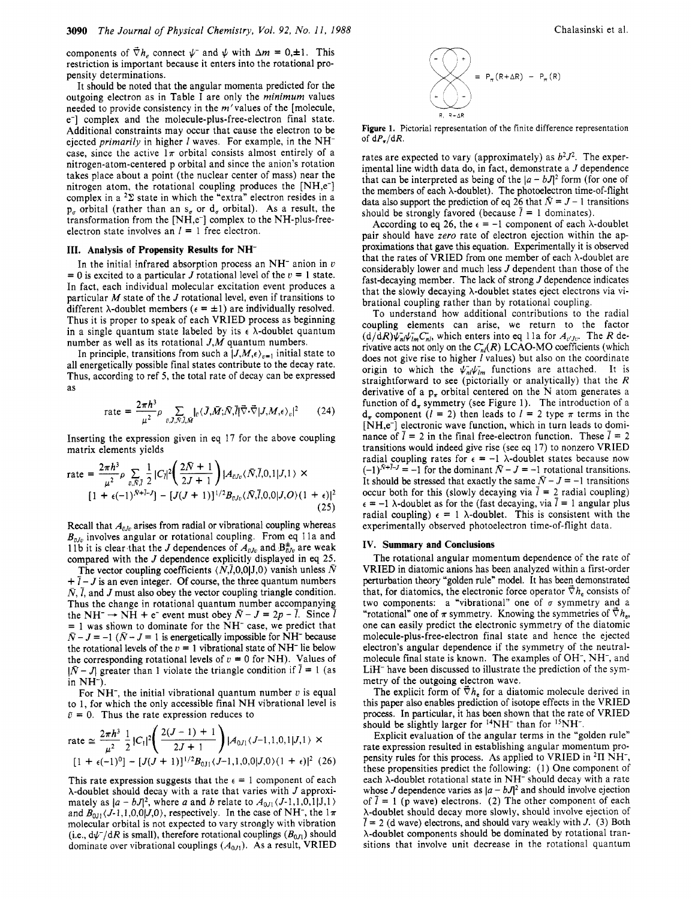components of $\vec{\nabla} h_e$ connect $\psi^-$ and $\psi$ with $\Delta m = 0,\pm 1$. This restriction is important because it enters into the rotational propensity determinations.

It should be noted that the angular momenta predicted for the outgoing electron as in Table I are only the *minimum* values needed to provide consistency in the $m'$ values of the [molecule, e$^-$] complex and the molecule-plus-free-electron final state. Additional constraints may occur that cause the electron to be ejected *primarily* in higher $l$ waves. For example, in the NH$^-$ case, since the active $1\pi$ orbital consists almost entirely of a nitrogen-atom-centered p orbital and since the anion's rotation takes place about a point (the nuclear center of mass) near the nitrogen atom, the rotational coupling produces the [NH,e$^-$] complex in a $^2\Sigma$ state in which the "extra" electron resides in a $p_\sigma$ orbital (rather than an $s_\sigma$ or $d_\sigma$ orbital). As a result, the transformation from the [NH,e$^-$] complex to the NH-plus-free-electron state involves an $l = 1$ free electron.

## III. Analysis of Propensity Results for NH$^-$

In the initial infrared absorption process an NH$^-$ anion in $v = 0$ is excited to a particular $J$ rotational level of the $v = 1$ state. In fact, each individual molecular excitation event produces a particular $M$ state of the $J$ rotational level, even if transitions to different $\lambda$-doublet members ($\epsilon = \pm 1$) are individually resolved. Thus it is proper to speak of each VRIED process as beginning in a single quantum state labeled by its $\epsilon$ $\lambda$-doublet quantum number as well as its rotational $J,M$ quantum numbers.

In principle, transitions from such a $|J,M,\epsilon\rangle_{v=1}$ initial state to all energetically possible final states contribute to the decay rate. Thus, according to ref 5, the total rate of decay can be expressed as

$$\text{rate} = \frac{2\pi h^3}{\mu^2}\rho \sum_{\bar{v},\bar{J},\bar{N},\bar{l},\bar{M}} |_{\bar{v}}\langle \bar{J},\bar{M};\bar{N},\bar{l}|\vec{\nabla}\cdot\vec{\nabla}|J,M,\epsilon\rangle_v|^2 \quad (24)$$

Inserting the expression given in eq 17 for the above coupling matrix elements yields

$$\text{rate} = \frac{2\pi h^3}{\mu^2}\rho \sum_{\bar{v},\bar{N},\bar{l}} \frac{1}{2}|C_{\bar{l}}|^2\left(\frac{2\bar{N}+1}{2J+1}\right)|A_{\bar{v}Jv}\langle \bar{N},\bar{l},0,1|J,1\rangle \times [1+\epsilon(-1)^{\bar{N}+\bar{l}-J}] - [J(J+1)]^{1/2}B_{\bar{v}Jv}\langle \bar{N},\bar{l},0,0|J,0\rangle(1+\epsilon)|^2 \quad (25)$$

Recall that $A_{\bar{v}Jv}$ arises from radial or vibrational coupling whereas $B_{\bar{v}Jv}$ involves angular or rotational coupling. From eq 11a and 11b it is clear that the $J$ dependences of $A_{\bar{v}Jv}$ and $B^{\pm}_{\bar{v}Jv}$ are weak compared with the $J$ dependence explicitly displayed in eq 25.

The vector coupling coefficients $\langle \bar{N},\bar{l},0,0|J,0\rangle$ vanish unless $\bar{N} + \bar{l} - J$ is an even integer. Of course, the three quantum numbers $\bar{N}$, $\bar{l}$, and $J$ must also obey the vector coupling triangle condition. Thus the change in rotational quantum number accompanying the NH$^-$ $\rightarrow$ NH + e$^-$ event must obey $\bar{N} - J = 2p - \bar{l}$. Since $\bar{l} = 1$ was shown to dominate for the NH$^-$ case, we predict that $\bar{N} - J = -1$ ($\bar{N} - J = 1$ is energetically impossible for NH$^-$ because the rotational levels of the $v = 1$ vibrational state of NH$^-$ lie below the corresponding rotational levels of $v = 0$ for NH). Values of $|\bar{N} - J|$ greater than 1 violate the triangle condition if $\bar{l} = 1$ (as in NH$^-$).

For NH$^-$, the initial vibrational quantum number $v$ is equal to 1, for which the only accessible final NH vibrational level is $\bar{v} = 0$. Thus the rate expression reduces to

$$\text{rate} \cong \frac{2\pi h^3}{\mu^2}\frac{1}{2}|C_1|^2\left(\frac{2(J-1)+1}{2J+1}\right)|A_{0J1}\langle J-1,1,0,1|J,1\rangle \times [1+\epsilon(-1)^0] - [J(J+1)]^{1/2}B_{0J1}\langle J-1,1,0,0|J,0\rangle(1+\epsilon)|^2 \quad (26)$$

This rate expression suggests that the $\epsilon = 1$ component of each $\lambda$-doublet should decay with a rate that varies with $J$ approximately as $|a - bJ|^2$, where $a$ and $b$ relate to $A_{0J1}\langle J-1,1,0,1|J,1\rangle$ and $B_{0J1}\langle J-1,1,0,0|J,0\rangle$, respectively. In the case of NH$^-$, the $1\pi$ molecular orbital is not expected to vary strongly with vibration (i.e., $d\psi^-/dR$ is small), therefore rotational couplings ($B_{0J1}$) should dominate over vibrational couplings ($A_{0J1}$). As a result, VRIED rates are expected to vary (approximately) as $b^2J^2$. The experimental line width data do, in fact, demonstrate a $J$ dependence that can be interpreted as being of the $|a - bJ|^2$ form (for one of the members of each $\lambda$-doublet). The photoelectron time-of-flight data also support the prediction of eq 26 that $\bar{N} = J - 1$ transitions should be strongly favored (because $\bar{l} = 1$ dominates).

$$= P_\pi(R+\Delta R) - P_\pi(R)$$

Figure 1. Pictorial representation of the finite difference representation of $dP_\pi/dR$.

According to eq 26, the $\epsilon = -1$ component of each $\lambda$-doublet pair should have *zero* rate of electron ejection within the approximations that gave this equation. Experimentally it is observed that the rates of VRIED from one member of each $\lambda$-doublet are considerably lower and much less $J$ dependent than those of the fast-decaying member. The lack of strong $J$ dependence indicates that the slowly decaying $\lambda$-doublet states eject electrons via vibrational coupling rather than by rotational coupling.

To understand how additional contributions to the radial coupling elements can arise, we return to the factor $(d/dR)\psi^-_{nl}\psi_{lm}C^-_{nl}$, which enters into eq 11a for $A_{v'Jv}$. The $R$ derivative acts not only on the $C^-_{nl}(R)$ LCAO-MO coefficients (which does not give rise to higher $l$ values) but also on the coordinate origin to which the $\psi^-_{nl}\psi_{lm}$ functions are attached. It is straightforward to see (pictorially or analytically) that the $R$ derivative of a $p_\pi$ orbital centered on the N atom generates a function of $d_\pi$ symmetry (see Figure 1). The introduction of a $d_\pi$ component ($l = 2$) then leads to $l = 2$ type $\pi$ terms in the [NH,e$^-$] electronic wave function, which in turn leads to dominance of $\bar{l} = 2$ in the final free-electron function. These $\bar{l} = 2$ transitions would indeed give rise (see eq 17) to nonzero VRIED radial coupling rates for $\epsilon = -1$ $\lambda$-doublet states because now $(-1)^{\bar{N}+\bar{l}-J} = -1$ for the dominant $\bar{N} - J = -1$ rotational transitions. It should be stressed that exactly the same $\bar{N} - J = -1$ transitions occur both for this (slowly decaying via $\bar{l} = 2$ radial coupling) $\epsilon = -1$ $\lambda$-doublet as for the (fast decaying, via $\bar{l} = 1$ angular plus radial coupling) $\epsilon = 1$ $\lambda$-doublet. This is consistent with the experimentally observed photoelectron time-of-flight data.

## IV. Summary and Conclusions

The rotational angular momentum dependence of the rate of VRIED in diatomic anions has been analyzed within a first-order perturbation theory "golden rule" model. It has been demonstrated that, for diatomics, the electronic force operator $\vec{\nabla} h_e$ consists of two components: a "vibrational" one of $\sigma$ symmetry and a "rotational" one of $\pi$ symmetry. Knowing the symmetries of $\vec{\nabla} h_e$, one can easily predict the electronic symmetry of the diatomic molecule-plus-free-electron final state and hence the ejected electron's angular dependence if the symmetry of the neutral-molecule final state is known. The examples of OH$^-$, NH$^-$, and LiH$^-$ have been discussed to illustrate the prediction of the symmetry of the outgoing electron wave.

The explicit form of $\vec{\nabla} h_e$ for a diatomic molecule derived in this paper also enables prediction of isotope effects in the VRIED process. In particular, it has been shown that the rate of VRIED should be slightly larger for $^{14}$NH$^-$ than for $^{15}$NH$^-$.

Explicit evaluation of the angular terms in the "golden rule" rate expression resulted in establishing angular momentum propensity rules for this process. As applied to VRIED in $^2\Pi$ NH$^-$, these propensities predict the following: (1) One component of each $\lambda$-doublet rotational state in NH$^-$ should decay with a rate whose $J$ dependence varies as $|a - bJ|^2$ and should involve ejection of $\bar{l} = 1$ (p wave) electrons. (2) The other component of each $\lambda$-doublet should decay more slowly, should involve ejection of $\bar{l} = 2$ (d wave) electrons, and should vary weakly with $J$. (3) Both $\lambda$-doublet components should be dominated by rotational transitions that involve unit decrease in the rotational quantum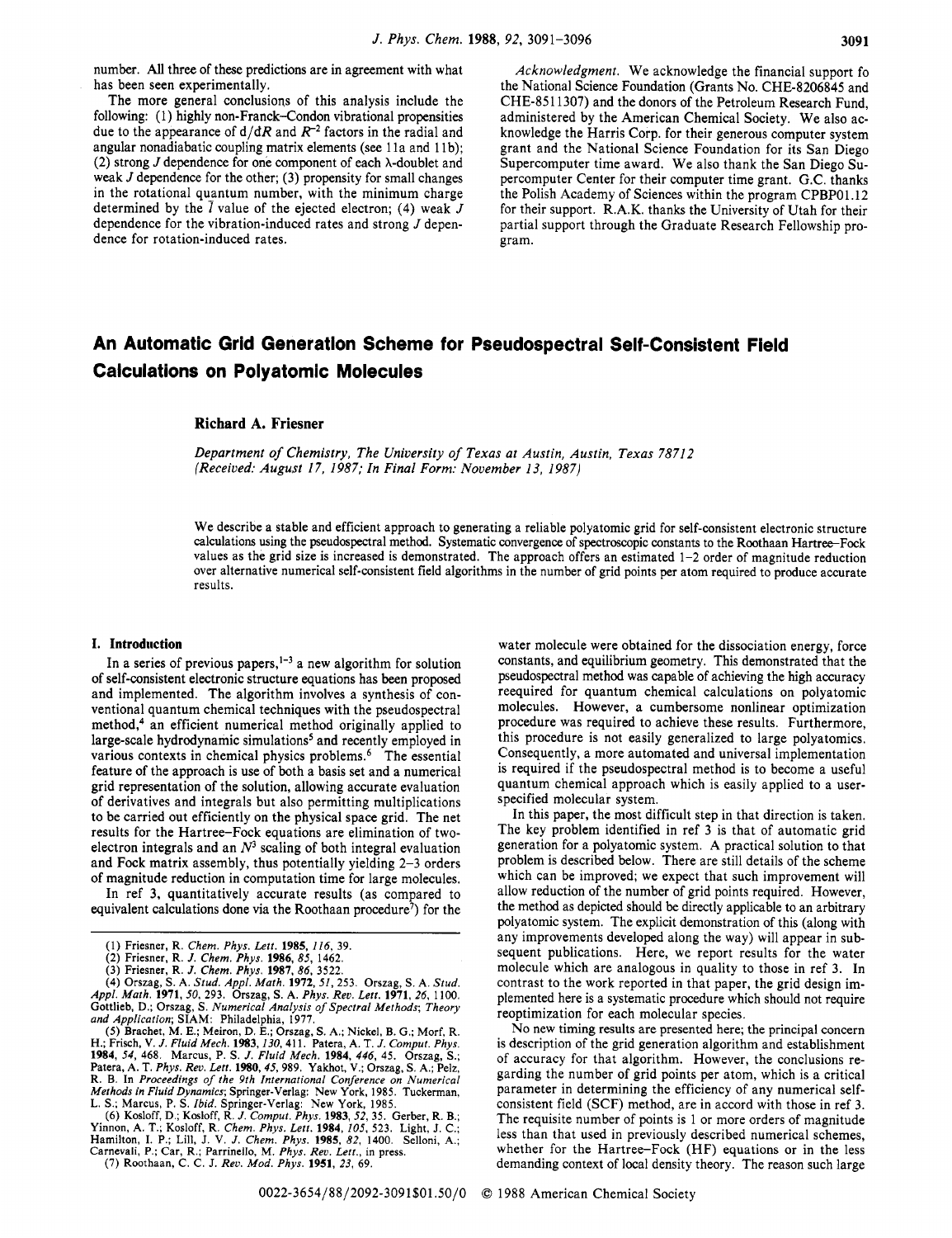number. All three of these predictions are in agreement with what has been seen experimentally.

The more general conclusions of this analysis include the following: (1) highly non-Franck–Condon vibrational propensities due to the appearance of $d/dR$ and $R^{-2}$ factors in the radial and angular nonadiabatic coupling matrix elements (see 11a and 11b); (2) strong $J$ dependence for one component of each λ-doublet and weak $J$ dependence for the other; (3) propensity for small changes in the rotational quantum number, with the minimum charge determined by the $\bar{l}$ value of the ejected electron; (4) weak $J$ dependence for the vibration-induced rates and strong $J$ dependence for rotation-induced rates.

*Acknowledgment.* We acknowledge the financial support fo the National Science Foundation (Grants No. CHE-8206845 and CHE-8511307) and the donors of the Petroleum Research Fund, administered by the American Chemical Society. We also acknowledge the Harris Corp. for their generous computer system grant and the National Science Foundation for its San Diego Supercomputer time award. We also thank the San Diego Supercomputer Center for their computer time grant. G.C. thanks the Polish Academy of Sciences within the program CPBP01.12 for their support. R.A.K. thanks the University of Utah for their partial support through the Graduate Research Fellowship program.

# An Automatic Grid Generation Scheme for Pseudospectral Self-Consistent Field Calculations on Polyatomic Molecules

**Richard A. Friesner**

*Department of Chemistry, The University of Texas at Austin, Austin, Texas 78712 (Received: August 17, 1987; In Final Form: November 13, 1987)*

We describe a stable and efficient approach to generating a reliable polyatomic grid for self-consistent electronic structure calculations using the pseudospectral method. Systematic convergence of spectroscopic constants to the Roothaan Hartree–Fock values as the grid size is increased is demonstrated. The approach offers an estimated 1–2 order of magnitude reduction over alternative numerical self-consistent field algorithms in the number of grid points per atom required to produce accurate results.

## I. Introduction

In a series of previous papers,[1-3] a new algorithm for solution of self-consistent electronic structure equations has been proposed and implemented. The algorithm involves a synthesis of conventional quantum chemical techniques with the pseudospectral method,[4] an efficient numerical method originally applied to large-scale hydrodynamic simulations[5] and recently employed in various contexts in chemical physics problems.[6] The essential feature of the approach is use of both a basis set and a numerical grid representation of the solution, allowing accurate evaluation of derivatives and integrals but also permitting multiplications to be carried out efficiently on the physical space grid. The net results for the Hartree–Fock equations are elimination of two-electron integrals and an $N^3$ scaling of both integral evaluation and Fock matrix assembly, thus potentially yielding 2–3 orders of magnitude reduction in computation time for large molecules.

In ref 3, quantitatively accurate results (as compared to equivalent calculations done via the Roothaan procedure[7]) for the water molecule were obtained for the dissociation energy, force constants, and equilibrium geometry. This demonstrated that the pseudospectral method was capable of achieving the high accuracy reequired for quantum chemical calculations on polyatomic molecules. However, a cumbersome nonlinear optimization procedure was required to achieve these results. Furthermore, this procedure is not easily generalized to large polyatomics. Consequently, a more automated and universal implementation is required if the pseudospectral method is to become a useful quantum chemical approach which is easily applied to a user-specified molecular system.

In this paper, the most difficult step in that direction is taken. The key problem identified in ref 3 is that of automatic grid generation for a polyatomic system. A practical solution to that problem is described below. There are still details of the scheme which can be improved; we expect that such improvement will allow reduction of the number of grid points required. However, the method as depicted should be directly applicable to an arbitrary polyatomic system. The explicit demonstration of this (along with any improvements developed along the way) will appear in subsequent publications. Here, we report results for the water molecule which are analogous in quality to those in ref 3. In contrast to the work reported in that paper, the grid design implemented here is a systematic procedure which should not require reoptimization for each molecular species.

No new timing results are presented here; the principal concern is description of the grid generation algorithm and establishment of accuracy for that algorithm. However, the conclusions regarding the number of grid points per atom, which is a critical parameter in determining the efficiency of any numerical self-consistent field (SCF) method, are in accord with those in ref 3. The requisite number of points is 1 or more orders of magnitude less than that used in previously described numerical schemes, whether for the Hartree–Fock (HF) equations or in the less demanding context of local density theory. The reason such large

(1) Friesner, R. *Chem. Phys. Lett.* **1985**, *116*, 39.
(2) Friesner, R. *J. Chem. Phys.* **1986**, *85*, 1462.
(3) Friesner, R. *J. Chem. Phys.* **1987**, *86*, 3522.
(4) Orszag, S. A. *Stud. Appl. Math.* **1972**, *51*, 253. Orszag, S. A. *Stud. Appl. Math.* **1971**, *50*, 293. Orszag, S. A. *Phys. Rev. Lett.* **1971**, *26*, 1100. Gottlieb, D.; Orszag, S. *Numerical Analysis of Spectral Methods; Theory and Application*; SIAM: Philadelphia, 1977.
(5) Brachet, M. E.; Meiron, D. E.; Orszag, S. A.; Nickel, B. G.; Morf, R. H.; Frisch, V. *J. Fluid Mech.* **1983**, *130*, 411. Patera, A. T. *J. Comput. Phys.* **1984**, *54*, 468. Marcus, P. S. *J. Fluid Mech.* **1984**, *446*, 45. Orszag, S.; Patera, A. T. *Phys. Rev. Lett.* **1980**, *45*, 989. Yakhot, V.; Orszag, S. A.; Pelz, R. B. In *Proceedings of the 9th International Conference on Numerical Methods in Fluid Dynamics*; Springer-Verlag: New York, 1985. Tuckerman, L. S.; Marcus, P. S. *Ibid.* Springer-Verlag: New York, 1985.
(6) Kosloff, D.; Kosloff, R. *J. Comput. Phys.* **1983**, *52*, 35. Gerber, R. B.; Yinnon, A. T.; Kosloff, R. *Chem. Phys. Lett.* **1984**, *105*, 523. Light, J. C.; Hamilton, I. P.; Lill, J. V. *J. Chem. Phys.* **1985**, *82*, 1400. Selloni, A.; Carnevali, P.; Car, R.; Parrinello, M. *Phys. Rev. Lett.*, in press.
(7) Roothaan, C. C. J. *Rev. Mod. Phys.* **1951**, *23*, 69.

0022-3654/88/2092-3091$01.50/0 © 1988 American Chemical Society